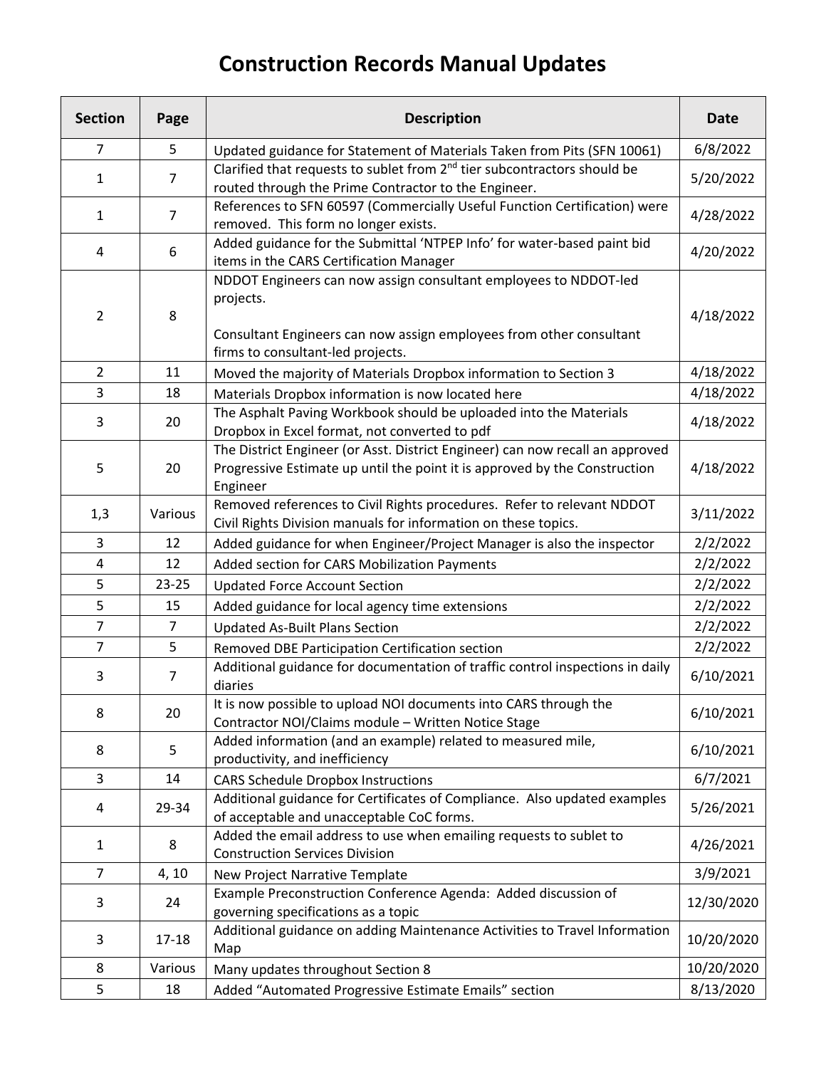# Construction Records Manual Updates

| Section | Page | Description | Date |
|---|---|---|---|
| 7 | 5 | Updated guidance for Statement of Materials Taken from Pits (SFN 10061) | 6/8/2022 |
| 1 | 7 | Clarified that requests to sublet from 2nd tier subcontractors should be routed through the Prime Contractor to the Engineer. | 5/20/2022 |
| 1 | 7 | References to SFN 60597 (Commercially Useful Function Certification) were removed. This form no longer exists. | 4/28/2022 |
| 4 | 6 | Added guidance for the Submittal 'NTPEP Info' for water-based paint bid items in the CARS Certification Manager | 4/20/2022 |
| 2 | 8 | NDDOT Engineers can now assign consultant employees to NDDOT-led projects.<br><br>Consultant Engineers can now assign employees from other consultant firms to consultant-led projects. | 4/18/2022 |
| 2 | 11 | Moved the majority of Materials Dropbox information to Section 3 | 4/18/2022 |
| 3 | 18 | Materials Dropbox information is now located here | 4/18/2022 |
| 3 | 20 | The Asphalt Paving Workbook should be uploaded into the Materials Dropbox in Excel format, not converted to pdf | 4/18/2022 |
| 5 | 20 | The District Engineer (or Asst. District Engineer) can now recall an approved Progressive Estimate up until the point it is approved by the Construction Engineer | 4/18/2022 |
| 1,3 | Various | Removed references to Civil Rights procedures. Refer to relevant NDDOT Civil Rights Division manuals for information on these topics. | 3/11/2022 |
| 3 | 12 | Added guidance for when Engineer/Project Manager is also the inspector | 2/2/2022 |
| 4 | 12 | Added section for CARS Mobilization Payments | 2/2/2022 |
| 5 | 23-25 | Updated Force Account Section | 2/2/2022 |
| 5 | 15 | Added guidance for local agency time extensions | 2/2/2022 |
| 7 | 7 | Updated As-Built Plans Section | 2/2/2022 |
| 7 | 5 | Removed DBE Participation Certification section | 2/2/2022 |
| 3 | 7 | Additional guidance for documentation of traffic control inspections in daily diaries | 6/10/2021 |
| 8 | 20 | It is now possible to upload NOI documents into CARS through the Contractor NOI/Claims module – Written Notice Stage | 6/10/2021 |
| 8 | 5 | Added information (and an example) related to measured mile, productivity, and inefficiency | 6/10/2021 |
| 3 | 14 | CARS Schedule Dropbox Instructions | 6/7/2021 |
| 4 | 29-34 | Additional guidance for Certificates of Compliance. Also updated examples of acceptable and unacceptable CoC forms. | 5/26/2021 |
| 1 | 8 | Added the email address to use when emailing requests to sublet to Construction Services Division | 4/26/2021 |
| 7 | 4, 10 | New Project Narrative Template | 3/9/2021 |
| 3 | 24 | Example Preconstruction Conference Agenda: Added discussion of governing specifications as a topic | 12/30/2020 |
| 3 | 17-18 | Additional guidance on adding Maintenance Activities to Travel Information Map | 10/20/2020 |
| 8 | Various | Many updates throughout Section 8 | 10/20/2020 |
| 5 | 18 | Added "Automated Progressive Estimate Emails" section | 8/13/2020 |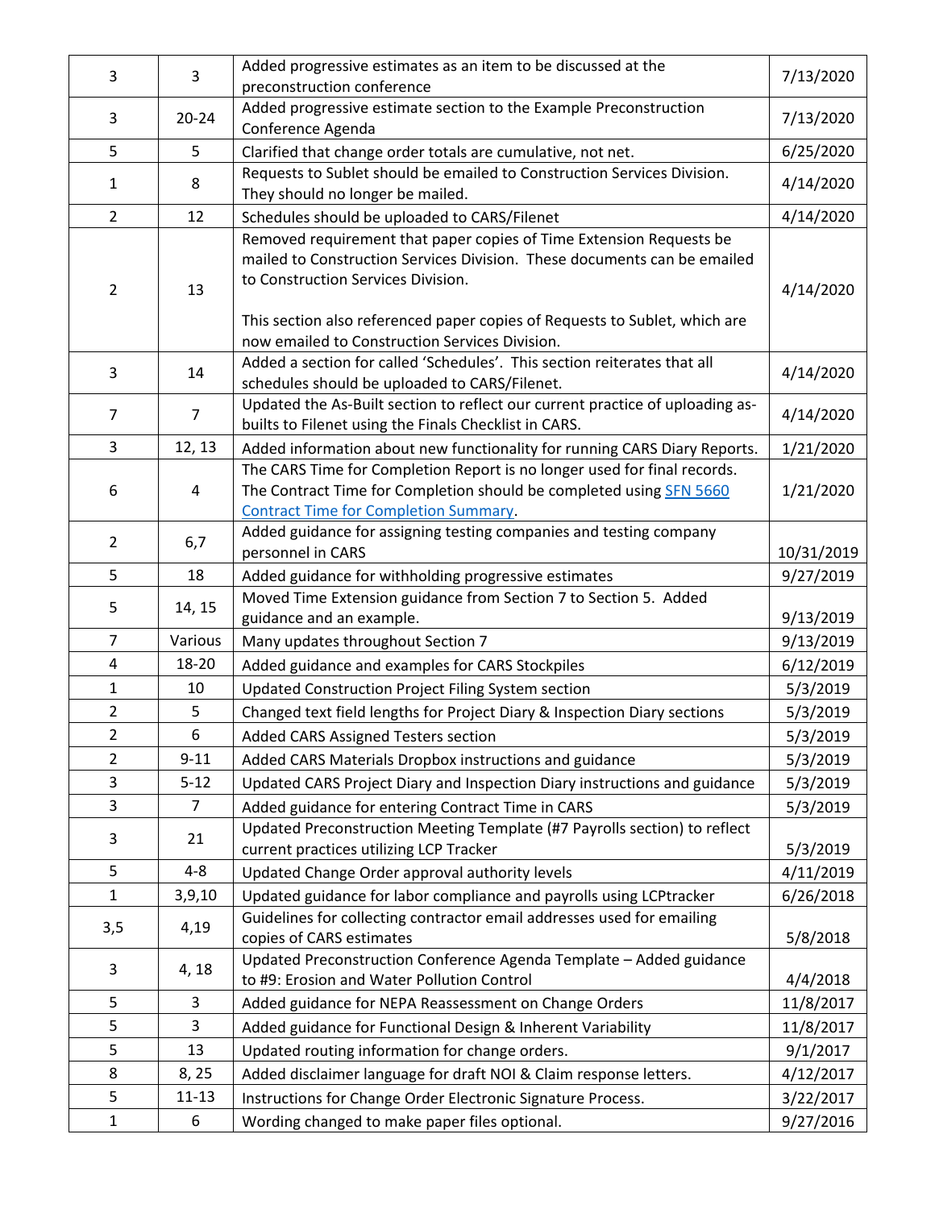| | | | |
|---|---|---|---|
| 3 | 3 | Added progressive estimates as an item to be discussed at the preconstruction conference | 7/13/2020 |
| 3 | 20-24 | Added progressive estimate section to the Example Preconstruction Conference Agenda | 7/13/2020 |
| 5 | 5 | Clarified that change order totals are cumulative, not net. | 6/25/2020 |
| 1 | 8 | Requests to Sublet should be emailed to Construction Services Division. They should no longer be mailed. | 4/14/2020 |
| 2 | 12 | Schedules should be uploaded to CARS/Filenet | 4/14/2020 |
| 2 | 13 | Removed requirement that paper copies of Time Extension Requests be mailed to Construction Services Division. These documents can be emailed to Construction Services Division.<br><br>This section also referenced paper copies of Requests to Sublet, which are now emailed to Construction Services Division. | 4/14/2020 |
| 3 | 14 | Added a section for called 'Schedules'. This section reiterates that all schedules should be uploaded to CARS/Filenet. | 4/14/2020 |
| 7 | 7 | Updated the As-Built section to reflect our current practice of uploading as-builts to Filenet using the Finals Checklist in CARS. | 4/14/2020 |
| 3 | 12, 13 | Added information about new functionality for running CARS Diary Reports. | 1/21/2020 |
| 6 | 4 | The CARS Time for Completion Report is no longer used for final records. The Contract Time for Completion should be completed using SFN 5660 Contract Time for Completion Summary. | 1/21/2020 |
| 2 | 6,7 | Added guidance for assigning testing companies and testing company personnel in CARS | 10/31/2019 |
| 5 | 18 | Added guidance for withholding progressive estimates | 9/27/2019 |
| 5 | 14, 15 | Moved Time Extension guidance from Section 7 to Section 5. Added guidance and an example. | 9/13/2019 |
| 7 | Various | Many updates throughout Section 7 | 9/13/2019 |
| 4 | 18-20 | Added guidance and examples for CARS Stockpiles | 6/12/2019 |
| 1 | 10 | Updated Construction Project Filing System section | 5/3/2019 |
| 2 | 5 | Changed text field lengths for Project Diary & Inspection Diary sections | 5/3/2019 |
| 2 | 6 | Added CARS Assigned Testers section | 5/3/2019 |
| 2 | 9-11 | Added CARS Materials Dropbox instructions and guidance | 5/3/2019 |
| 3 | 5-12 | Updated CARS Project Diary and Inspection Diary instructions and guidance | 5/3/2019 |
| 3 | 7 | Added guidance for entering Contract Time in CARS | 5/3/2019 |
| 3 | 21 | Updated Preconstruction Meeting Template (#7 Payrolls section) to reflect current practices utilizing LCP Tracker | 5/3/2019 |
| 5 | 4-8 | Updated Change Order approval authority levels | 4/11/2019 |
| 1 | 3,9,10 | Updated guidance for labor compliance and payrolls using LCPtracker | 6/26/2018 |
| 3,5 | 4,19 | Guidelines for collecting contractor email addresses used for emailing copies of CARS estimates | 5/8/2018 |
| 3 | 4, 18 | Updated Preconstruction Conference Agenda Template – Added guidance to #9: Erosion and Water Pollution Control | 4/4/2018 |
| 5 | 3 | Added guidance for NEPA Reassessment on Change Orders | 11/8/2017 |
| 5 | 3 | Added guidance for Functional Design & Inherent Variability | 11/8/2017 |
| 5 | 13 | Updated routing information for change orders. | 9/1/2017 |
| 8 | 8, 25 | Added disclaimer language for draft NOI & Claim response letters. | 4/12/2017 |
| 5 | 11-13 | Instructions for Change Order Electronic Signature Process. | 3/22/2017 |
| 1 | 6 | Wording changed to make paper files optional. | 9/27/2016 |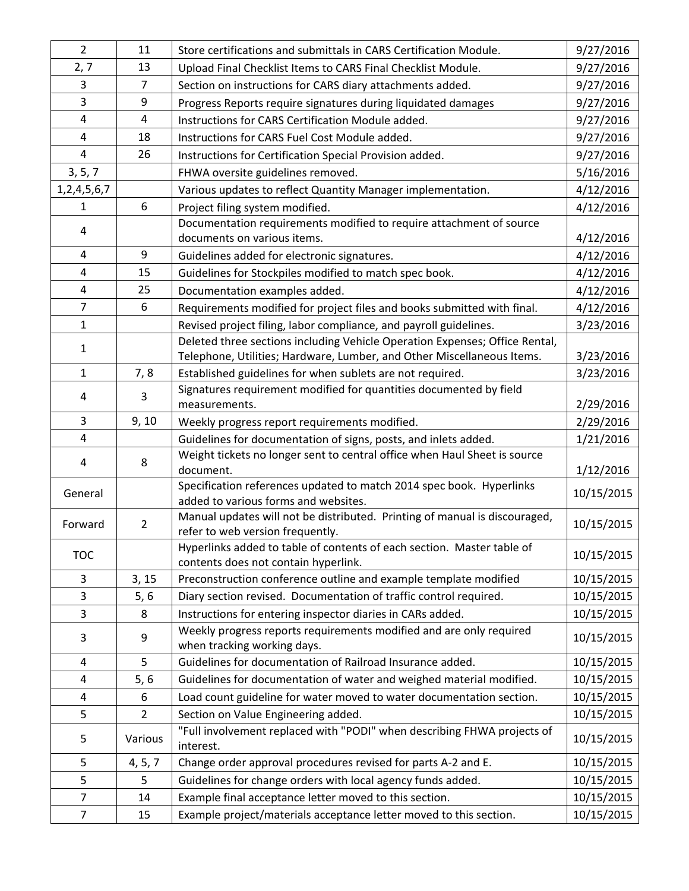| 2 | 11 | Store certifications and submittals in CARS Certification Module. | 9/27/2016 |
|---|---|---|---|
| 2, 7 | 13 | Upload Final Checklist Items to CARS Final Checklist Module. | 9/27/2016 |
| 3 | 7 | Section on instructions for CARS diary attachments added. | 9/27/2016 |
| 3 | 9 | Progress Reports require signatures during liquidated damages | 9/27/2016 |
| 4 | 4 | Instructions for CARS Certification Module added. | 9/27/2016 |
| 4 | 18 | Instructions for CARS Fuel Cost Module added. | 9/27/2016 |
| 4 | 26 | Instructions for Certification Special Provision added. | 9/27/2016 |
| 3, 5, 7 | | FHWA oversite guidelines removed. | 5/16/2016 |
| 1,2,4,5,6,7 | | Various updates to reflect Quantity Manager implementation. | 4/12/2016 |
| 1 | 6 | Project filing system modified. | 4/12/2016 |
| 4 | | Documentation requirements modified to require attachment of source documents on various items. | 4/12/2016 |
| 4 | 9 | Guidelines added for electronic signatures. | 4/12/2016 |
| 4 | 15 | Guidelines for Stockpiles modified to match spec book. | 4/12/2016 |
| 4 | 25 | Documentation examples added. | 4/12/2016 |
| 7 | 6 | Requirements modified for project files and books submitted with final. | 4/12/2016 |
| 1 | | Revised project filing, labor compliance, and payroll guidelines. | 3/23/2016 |
| 1 | | Deleted three sections including Vehicle Operation Expenses; Office Rental, Telephone, Utilities; Hardware, Lumber, and Other Miscellaneous Items. | 3/23/2016 |
| 1 | 7, 8 | Established guidelines for when sublets are not required. | 3/23/2016 |
| 4 | 3 | Signatures requirement modified for quantities documented by field measurements. | 2/29/2016 |
| 3 | 9, 10 | Weekly progress report requirements modified. | 2/29/2016 |
| 4 | | Guidelines for documentation of signs, posts, and inlets added. | 1/21/2016 |
| 4 | 8 | Weight tickets no longer sent to central office when Haul Sheet is source document. | 1/12/2016 |
| General | | Specification references updated to match 2014 spec book. Hyperlinks added to various forms and websites. | 10/15/2015 |
| Forward | 2 | Manual updates will not be distributed. Printing of manual is discouraged, refer to web version frequently. | 10/15/2015 |
| TOC | | Hyperlinks added to table of contents of each section. Master table of contents does not contain hyperlink. | 10/15/2015 |
| 3 | 3, 15 | Preconstruction conference outline and example template modified | 10/15/2015 |
| 3 | 5, 6 | Diary section revised. Documentation of traffic control required. | 10/15/2015 |
| 3 | 8 | Instructions for entering inspector diaries in CARs added. | 10/15/2015 |
| 3 | 9 | Weekly progress reports requirements modified and are only required when tracking working days. | 10/15/2015 |
| 4 | 5 | Guidelines for documentation of Railroad Insurance added. | 10/15/2015 |
| 4 | 5, 6 | Guidelines for documentation of water and weighed material modified. | 10/15/2015 |
| 4 | 6 | Load count guideline for water moved to water documentation section. | 10/15/2015 |
| 5 | 2 | Section on Value Engineering added. | 10/15/2015 |
| 5 | Various | "Full involvement replaced with "PODI" when describing FHWA projects of interest. | 10/15/2015 |
| 5 | 4, 5, 7 | Change order approval procedures revised for parts A-2 and E. | 10/15/2015 |
| 5 | 5 | Guidelines for change orders with local agency funds added. | 10/15/2015 |
| 7 | 14 | Example final acceptance letter moved to this section. | 10/15/2015 |
| 7 | 15 | Example project/materials acceptance letter moved to this section. | 10/15/2015 |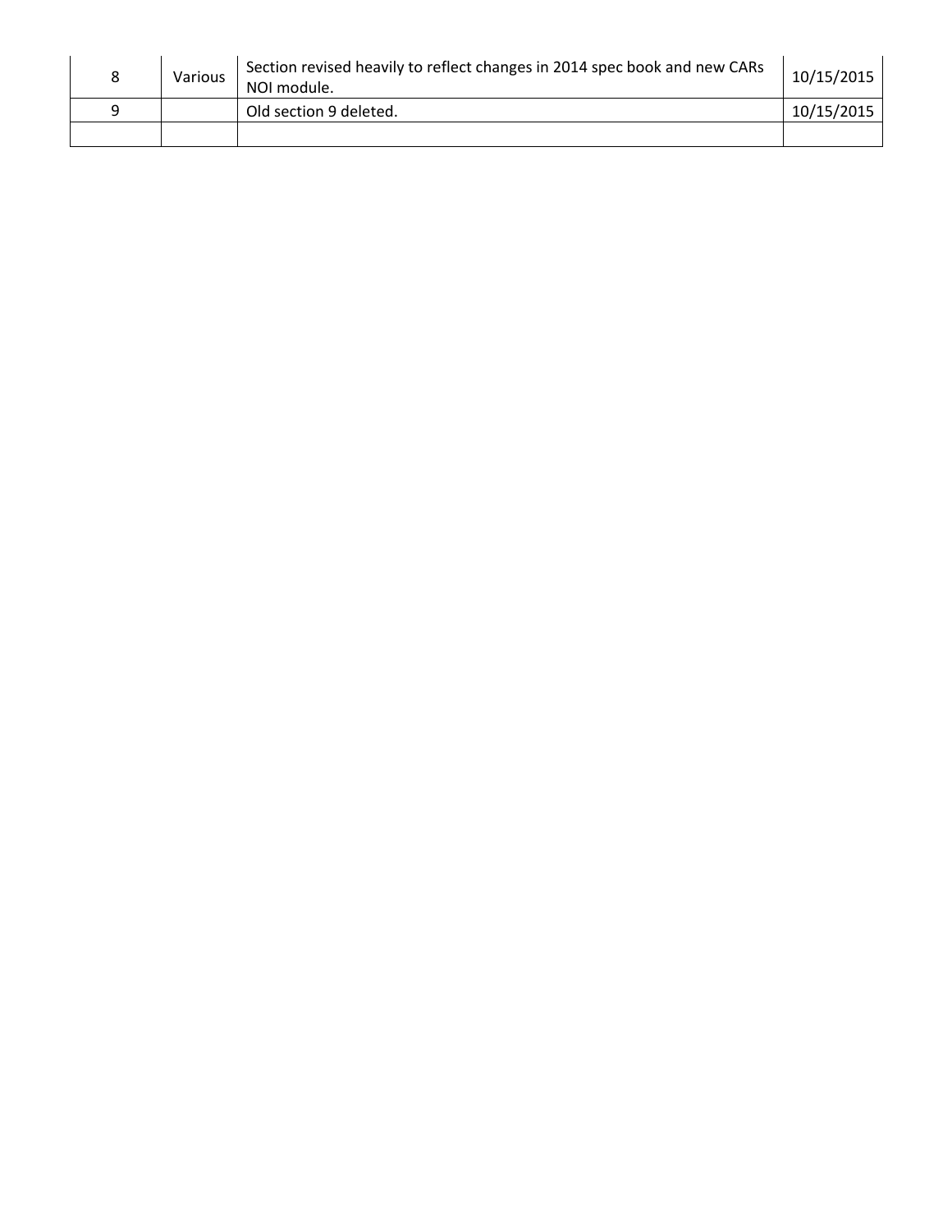| | | | |
|---|---|---|---|
| 8 | Various | Section revised heavily to reflect changes in 2014 spec book and new CARs NOI module. | 10/15/2015 |
| 9 | | Old section 9 deleted. | 10/15/2015 |
| | | | |